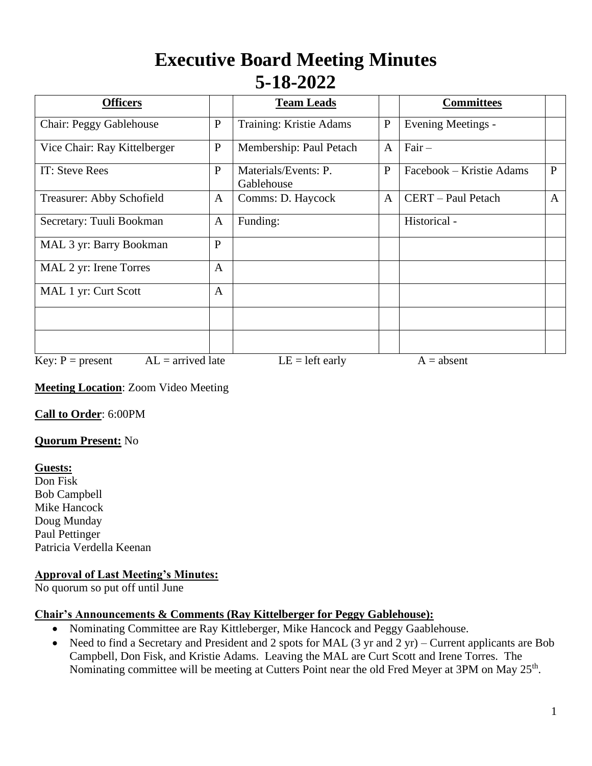# Executive Board Meeting Minutes
# 5-18-2022

| Officers | | Team Leads | | Committees | |
|---|---|---|---|---|---|
| Chair: Peggy Gablehouse | P | Training: Kristie Adams | P | Evening Meetings - | |
| Vice Chair: Ray Kittelberger | P | Membership: Paul Petach | A | Fair – | |
| IT: Steve Rees | P | Materials/Events: P. Gablehouse | P | Facebook – Kristie Adams | P |
| Treasurer: Abby Schofield | A | Comms: D. Haycock | A | CERT – Paul Petach | A |
| Secretary: Tuuli Bookman | A | Funding: | | Historical - | |
| MAL 3 yr: Barry Bookman | P | | | | |
| MAL 2 yr: Irene Torres | A | | | | |
| MAL 1 yr: Curt Scott | A | | | | |
| | | | | | |
| | | | | | |

Key: P = present AL = arrived late LE = left early A = absent

**Meeting Location**: Zoom Video Meeting

**Call to Order**: 6:00PM

**Quorum Present:** No

**Guests:**
Don Fisk
Bob Campbell
Mike Hancock
Doug Munday
Paul Pettinger
Patricia Verdella Keenan

**Approval of Last Meeting's Minutes:**
No quorum so put off until June

**Chair's Announcements & Comments (Ray Kittelberger for Peggy Gablehouse):**

- Nominating Committee are Ray Kittleberger, Mike Hancock and Peggy Gaablehouse.
- Need to find a Secretary and President and 2 spots for MAL (3 yr and 2 yr) – Current applicants are Bob Campbell, Don Fisk, and Kristie Adams. Leaving the MAL are Curt Scott and Irene Torres. The Nominating committee will be meeting at Cutters Point near the old Fred Meyer at 3PM on May 25th.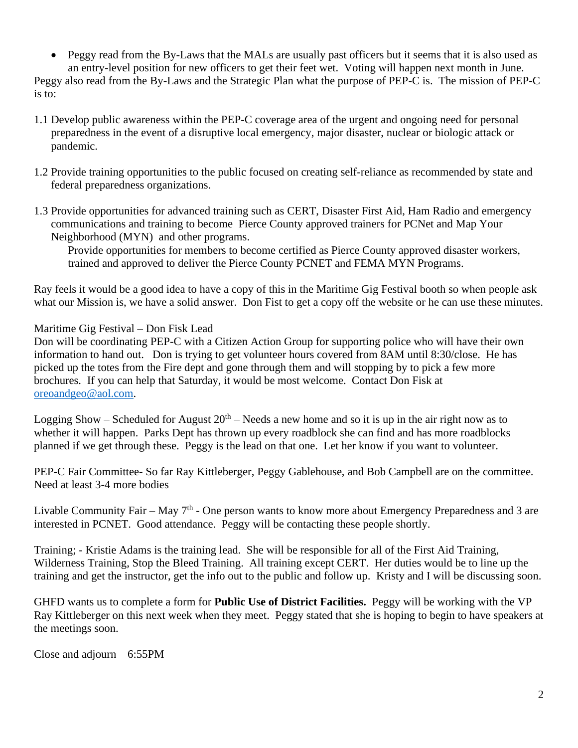- Peggy read from the By-Laws that the MALs are usually past officers but it seems that it is also used as an entry-level position for new officers to get their feet wet. Voting will happen next month in June.

Peggy also read from the By-Laws and the Strategic Plan what the purpose of PEP-C is. The mission of PEP-C is to:

1.1 Develop public awareness within the PEP-C coverage area of the urgent and ongoing need for personal preparedness in the event of a disruptive local emergency, major disaster, nuclear or biologic attack or pandemic.

1.2 Provide training opportunities to the public focused on creating self-reliance as recommended by state and federal preparedness organizations.

1.3 Provide opportunities for advanced training such as CERT, Disaster First Aid, Ham Radio and emergency communications and training to become Pierce County approved trainers for PCNet and Map Your Neighborhood (MYN) and other programs.
Provide opportunities for members to become certified as Pierce County approved disaster workers, trained and approved to deliver the Pierce County PCNET and FEMA MYN Programs.

Ray feels it would be a good idea to have a copy of this in the Maritime Gig Festival booth so when people ask what our Mission is, we have a solid answer. Don Fist to get a copy off the website or he can use these minutes.

Maritime Gig Festival – Don Fisk Lead
Don will be coordinating PEP-C with a Citizen Action Group for supporting police who will have their own information to hand out. Don is trying to get volunteer hours covered from 8AM until 8:30/close. He has picked up the totes from the Fire dept and gone through them and will stopping by to pick a few more brochures. If you can help that Saturday, it would be most welcome. Contact Don Fisk at oreoandgeo@aol.com.

Logging Show – Scheduled for August 20th – Needs a new home and so it is up in the air right now as to whether it will happen. Parks Dept has thrown up every roadblock she can find and has more roadblocks planned if we get through these. Peggy is the lead on that one. Let her know if you want to volunteer.

PEP-C Fair Committee- So far Ray Kittleberger, Peggy Gablehouse, and Bob Campbell are on the committee. Need at least 3-4 more bodies

Livable Community Fair – May 7th - One person wants to know more about Emergency Preparedness and 3 are interested in PCNET. Good attendance. Peggy will be contacting these people shortly.

Training; - Kristie Adams is the training lead. She will be responsible for all of the First Aid Training, Wilderness Training, Stop the Bleed Training. All training except CERT. Her duties would be to line up the training and get the instructor, get the info out to the public and follow up. Kristy and I will be discussing soon.

GHFD wants us to complete a form for **Public Use of District Facilities.** Peggy will be working with the VP Ray Kittleberger on this next week when they meet. Peggy stated that she is hoping to begin to have speakers at the meetings soon.

Close and adjourn – 6:55PM